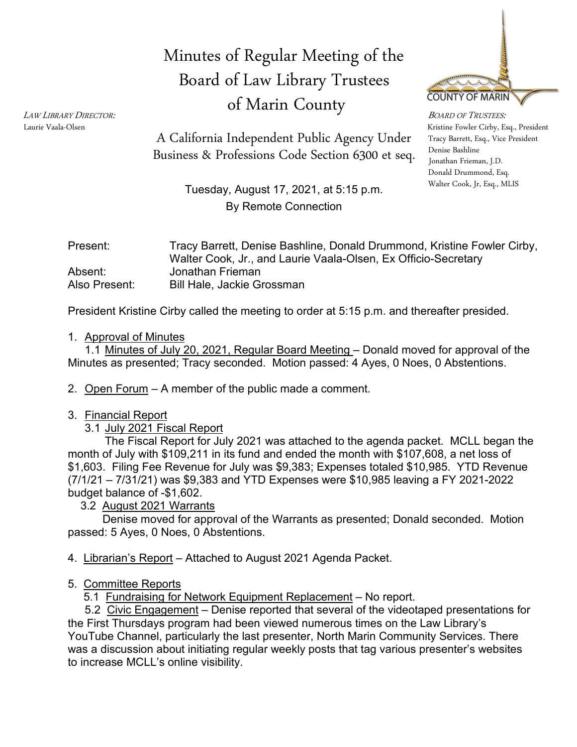# Minutes of Regular Meeting of the Board of Law Library Trustees of Marin County

*LAW LIBRARY DIRECTOR:*
Laurie Vaala-Olsen

A California Independent Public Agency Under Business & Professions Code Section 6300 et seq.

COUNTY OF MARIN

*BOARD OF TRUSTEES:*
Kristine Fowler Cirby, Esq., President
Tracy Barrett, Esq., Vice President
Denise Bashline
Jonathan Frieman, J.D.
Donald Drummond, Esq.
Walter Cook, Jr, Esq., MLIS

Tuesday, August 17, 2021, at 5:15 p.m.
By Remote Connection

| | |
|---|---|
| Present: | Tracy Barrett, Denise Bashline, Donald Drummond, Kristine Fowler Cirby, Walter Cook, Jr., and Laurie Vaala-Olsen, Ex Officio-Secretary |
| Absent: | Jonathan Frieman |
| Also Present: | Bill Hale, Jackie Grossman |

President Kristine Cirby called the meeting to order at 5:15 p.m. and thereafter presided.

1. Approval of Minutes
   1.1 Minutes of July 20, 2021, Regular Board Meeting – Donald moved for approval of the Minutes as presented; Tracy seconded. Motion passed: 4 Ayes, 0 Noes, 0 Abstentions.

2. Open Forum – A member of the public made a comment.

3. Financial Report
   3.1 July 2021 Fiscal Report
   The Fiscal Report for July 2021 was attached to the agenda packet. MCLL began the month of July with $109,211 in its fund and ended the month with $107,608, a net loss of $1,603. Filing Fee Revenue for July was $9,383; Expenses totaled $10,985. YTD Revenue (7/1/21 – 7/31/21) was $9,383 and YTD Expenses were $10,985 leaving a FY 2021-2022 budget balance of -$1,602.
   3.2 August 2021 Warrants
   Denise moved for approval of the Warrants as presented; Donald seconded. Motion passed: 5 Ayes, 0 Noes, 0 Abstentions.

4. Librarian's Report – Attached to August 2021 Agenda Packet.

5. Committee Reports
   5.1 Fundraising for Network Equipment Replacement – No report.
   5.2 Civic Engagement – Denise reported that several of the videotaped presentations for the First Thursdays program had been viewed numerous times on the Law Library's YouTube Channel, particularly the last presenter, North Marin Community Services. There was a discussion about initiating regular weekly posts that tag various presenter's websites to increase MCLL's online visibility.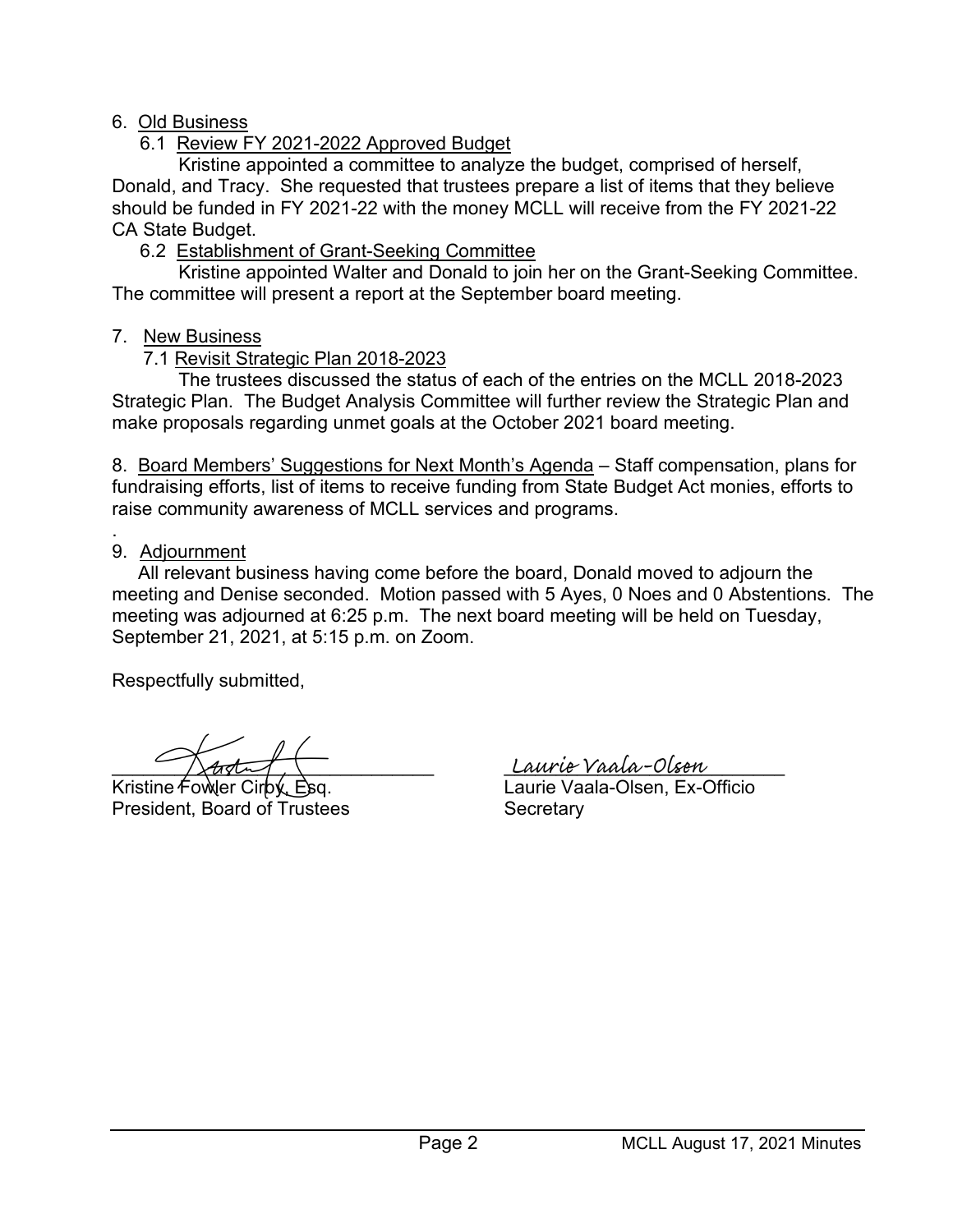6. Old Business

6.1 Review FY 2021-2022 Approved Budget

Kristine appointed a committee to analyze the budget, comprised of herself, Donald, and Tracy. She requested that trustees prepare a list of items that they believe should be funded in FY 2021-22 with the money MCLL will receive from the FY 2021-22 CA State Budget.

6.2 Establishment of Grant-Seeking Committee

Kristine appointed Walter and Donald to join her on the Grant-Seeking Committee. The committee will present a report at the September board meeting.

7. New Business

7.1 Revisit Strategic Plan 2018-2023

The trustees discussed the status of each of the entries on the MCLL 2018-2023 Strategic Plan. The Budget Analysis Committee will further review the Strategic Plan and make proposals regarding unmet goals at the October 2021 board meeting.

8. Board Members' Suggestions for Next Month's Agenda – Staff compensation, plans for fundraising efforts, list of items to receive funding from State Budget Act monies, efforts to raise community awareness of MCLL services and programs.

.

9. Adjournment

All relevant business having come before the board, Donald moved to adjourn the meeting and Denise seconded. Motion passed with 5 Ayes, 0 Noes and 0 Abstentions. The meeting was adjourned at 6:25 p.m. The next board meeting will be held on Tuesday, September 21, 2021, at 5:15 p.m. on Zoom.

Respectfully submitted,

Kristine Fowler Ciroy, Esq.
President, Board of Trustees

Laurie Vaala-Olsen
Laurie Vaala-Olsen, Ex-Officio
Secretary